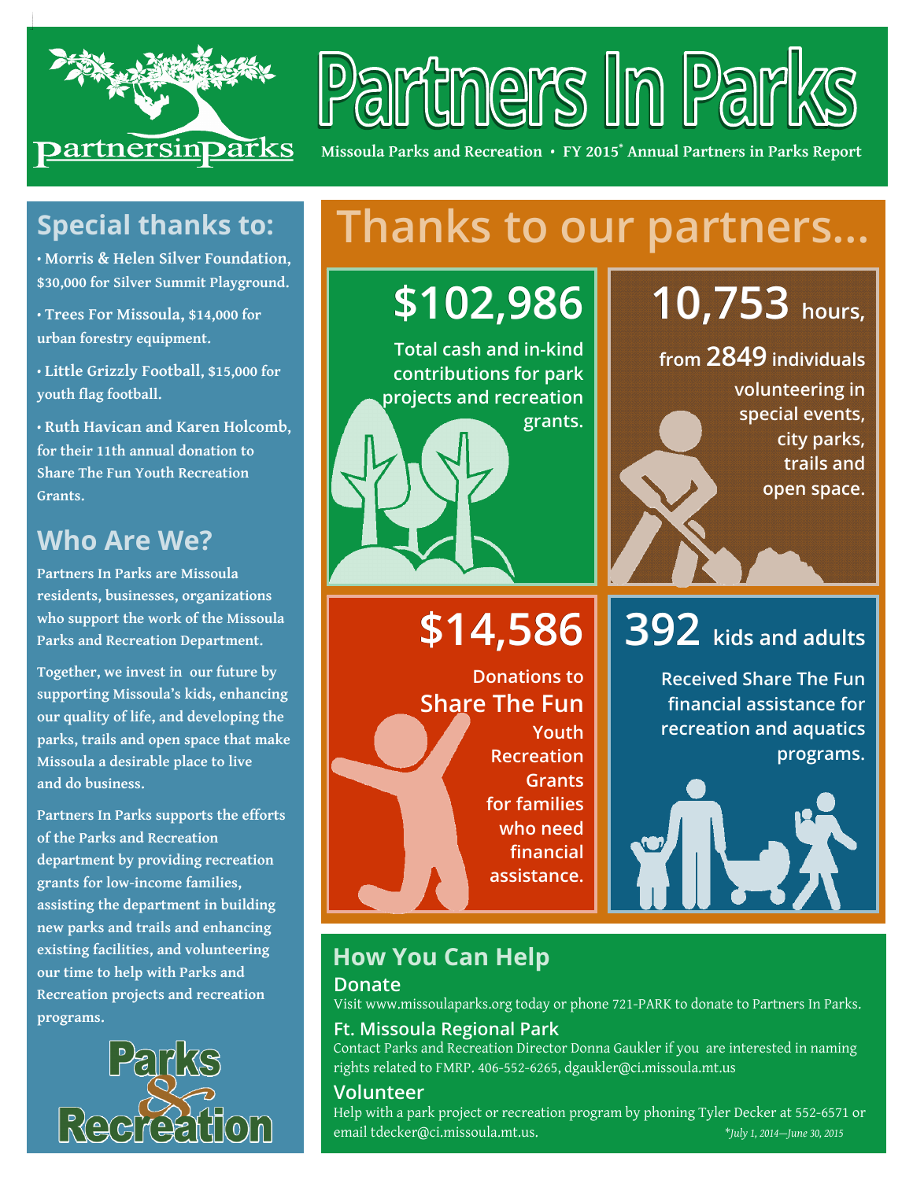# Partners In Parks

partnersinparks

**Missoula Parks and Recreation • FY 2015* Annual Partners in Parks Report**

## Special thanks to:

- **Morris & Helen Silver Foundation**, $30,000 for Silver Summit Playground.
- **Trees For Missoula**, $14,000 for urban forestry equipment.
- **Little Grizzly Football**, $15,000 for youth flag football.
- **Ruth Havican and Karen Holcomb**, for their 11th annual donation to Share The Fun Youth Recreation Grants.

## Who Are We?

Partners In Parks are Missoula residents, businesses, organizations who support the work of the Missoula Parks and Recreation Department.

Together, we invest in our future by supporting Missoula's kids, enhancing our quality of life, and developing the parks, trails and open space that make Missoula a desirable place to live and do business.

Partners In Parks supports the efforts of the Parks and Recreation department by providing recreation grants for low-income families, assisting the department in building new parks and trails and enhancing existing facilities, and volunteering our time to help with Parks and Recreation projects and recreation programs.

Parks & Recreation

## Thanks to our partners...

**$102,986**

Total cash and in-kind contributions for park projects and recreation grants.

**10,753** hours,

from **2849** individuals volunteering in special events, city parks, trails and open space.

**$14,586**

Donations to Share The Fun Youth Recreation Grants for families who need financial assistance.

**392** kids and adults

Received Share The Fun financial assistance for recreation and aquatics programs.

## How You Can Help

### Donate

Visit www.missoulaparks.org today or phone 721-PARK to donate to Partners In Parks.

### Ft. Missoula Regional Park

Contact Parks and Recreation Director Donna Gaukler if you are interested in naming rights related to FMRP. 406-552-6265, dgaukler@ci.missoula.mt.us

### Volunteer

Help with a park project or recreation program by phoning Tyler Decker at 552-6571 or email tdecker@ci.missoula.mt.us.

*July 1, 2014—June 30, 2015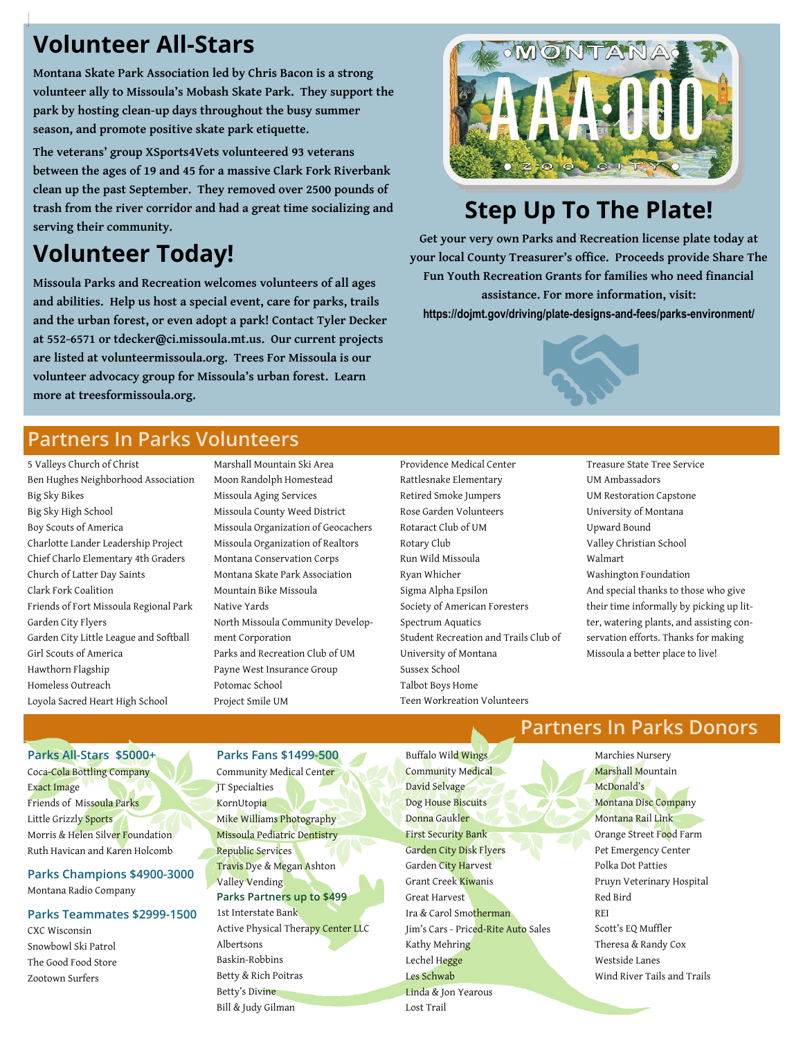## Volunteer All-Stars

**Montana Skate Park Association led by Chris Bacon is a strong volunteer ally to Missoula's Mobash Skate Park. They support the park by hosting clean-up days throughout the busy summer season, and promote positive skate park etiquette.**

**The veterans' group XSports4Vets volunteered 93 veterans between the ages of 19 and 45 for a massive Clark Fork Riverbank clean up the past September. They removed over 2500 pounds of trash from the river corridor and had a great time socializing and serving their community.**

## Volunteer Today!

**Missoula Parks and Recreation welcomes volunteers of all ages and abilities. Help us host a special event, care for parks, trails and the urban forest, or even adopt a park! Contact Tyler Decker at 552-6571 or tdecker@ci.missoula.mt.us. Our current projects are listed at volunteermissoula.org. Trees For Missoula is our volunteer advocacy group for Missoula's urban forest. Learn more at treesformissoula.org.**

## Step Up To The Plate!

**Get your very own Parks and Recreation license plate today at your local County Treasurer's office. Proceeds provide Share The Fun Youth Recreation Grants for families who need financial assistance. For more information, visit:**
**https://dojmt.gov/driving/plate-designs-and-fees/parks-environment/**

## Partners In Parks Volunteers

5 Valleys Church of Christ
Ben Hughes Neighborhood Association
Big Sky Bikes
Big Sky High School
Boy Scouts of America
Charlotte Lander Leadership Project
Chief Charlo Elementary 4th Graders
Church of Latter Day Saints
Clark Fork Coalition
Friends of Fort Missoula Regional Park
Garden City Flyers
Garden City Little League and Softball
Girl Scouts of America
Hawthorn Flagship
Homeless Outreach
Loyola Sacred Heart High School
Marshall Mountain Ski Area
Moon Randolph Homestead
Missoula Aging Services
Missoula County Weed District
Missoula Organization of Geocachers
Missoula Organization of Realtors
Montana Conservation Corps
Montana Skate Park Association
Mountain Bike Missoula
Native Yards
North Missoula Community Development Corporation
Parks and Recreation Club of UM
Payne West Insurance Group
Potomac School
Project Smile UM
Providence Medical Center
Rattlesnake Elementary
Retired Smoke Jumpers
Rose Garden Volunteers
Rotaract Club of UM
Rotary Club
Run Wild Missoula
Ryan Whicher
Sigma Alpha Epsilon
Society of American Foresters
Spectrum Aquatics
Student Recreation and Trails Club of University of Montana
Sussex School
Talbot Boys Home
Teen Workreation Volunteers
Treasure State Tree Service
UM Ambassadors
UM Restoration Capstone
University of Montana
Upward Bound
Valley Christian School
Walmart
Washington Foundation

And special thanks to those who give their time informally by picking up litter, watering plants, and assisting conservation efforts. Thanks for making Missoula a better place to live!

## Partners In Parks Donors

### Parks All-Stars $5000+

Coca-Cola Bottling Company
Exact Image
Friends of Missoula Parks
Little Grizzly Sports
Morris & Helen Silver Foundation
Ruth Havican and Karen Holcomb

### Parks Champions $4900-3000

Montana Radio Company

### Parks Teammates $2999-1500

CXC Wisconsin
Snowbowl Ski Patrol
The Good Food Store
Zootown Surfers

### Parks Fans $1499-500

Community Medical Center
JT Specialties
KornUtopia
Mike Williams Photography
Missoula Pediatric Dentistry
Republic Services
Travis Dye & Megan Ashton
Valley Vending

### Parks Partners up to $499

1st Interstate Bank
Active Physical Therapy Center LLC
Albertsons
Baskin-Robbins
Betty & Rich Poitras
Betty's Divine
Bill & Judy Gilman
Buffalo Wild Wings
Community Medical
David Selvage
Dog House Biscuits
Donna Gaukler
First Security Bank
Garden City Disk Flyers
Garden City Harvest
Grant Creek Kiwanis
Great Harvest
Ira & Carol Smotherman
Jim's Cars - Priced-Rite Auto Sales
Kathy Mehring
Lechel Hegge
Les Schwab
Linda & Jon Yearous
Lost Trail
Marchies Nursery
Marshall Mountain
McDonald's
Montana Disc Company
Montana Rail Link
Orange Street Food Farm
Pet Emergency Center
Polka Dot Patties
Pruyn Veterinary Hospital
Red Bird
REI
Scott's EQ Muffler
Theresa & Randy Cox
Westside Lanes
Wind River Tails and Trails